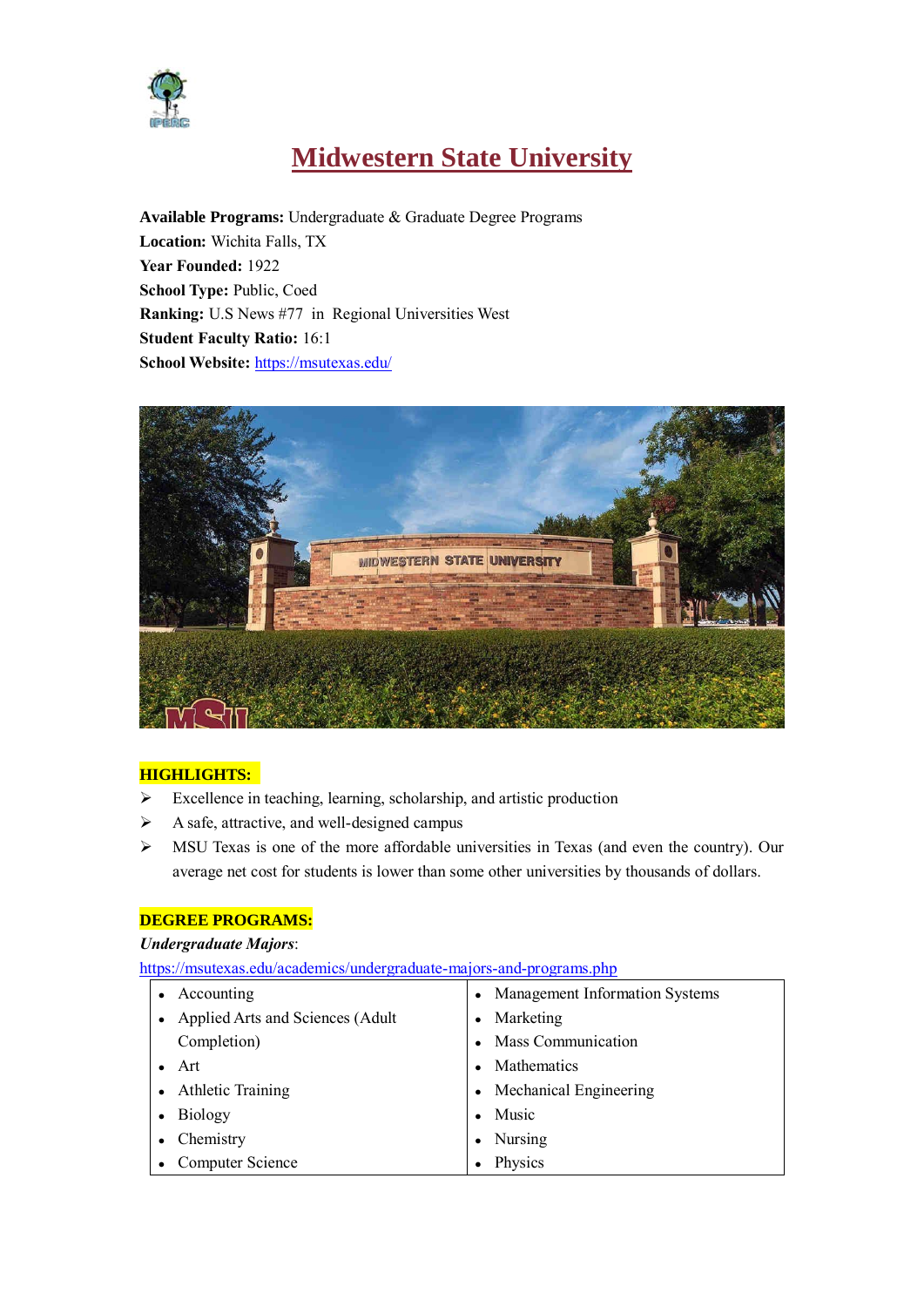// Title and metadata

# Midwestern State University

**Available Programs:** Undergraduate & Graduate Degree Programs
**Location:** Wichita Falls, TX
**Year Founded:** 1922
**School Type:** Public, Coed
**Ranking:** U.S News #77 in Regional Universities West
**Student Faculty Ratio:** 16:1
**School Website:** https://msutexas.edu/

## HIGHLIGHTS:

- Excellence in teaching, learning, scholarship, and artistic production
- A safe, attractive, and well-designed campus
- MSU Texas is one of the more affordable universities in Texas (and even the country). Our average net cost for students is lower than some other universities by thousands of dollars.

## DEGREE PROGRAMS:

***Undergraduate Majors***:
https://msutexas.edu/academics/undergraduate-majors-and-programs.php

| | |
|---|---|
| • Accounting<br>• Applied Arts and Sciences (Adult Completion)<br>• Art<br>• Athletic Training<br>• Biology<br>• Chemistry<br>• Computer Science | • Management Information Systems<br>• Marketing<br>• Mass Communication<br>• Mathematics<br>• Mechanical Engineering<br>• Music<br>• Nursing<br>• Physics |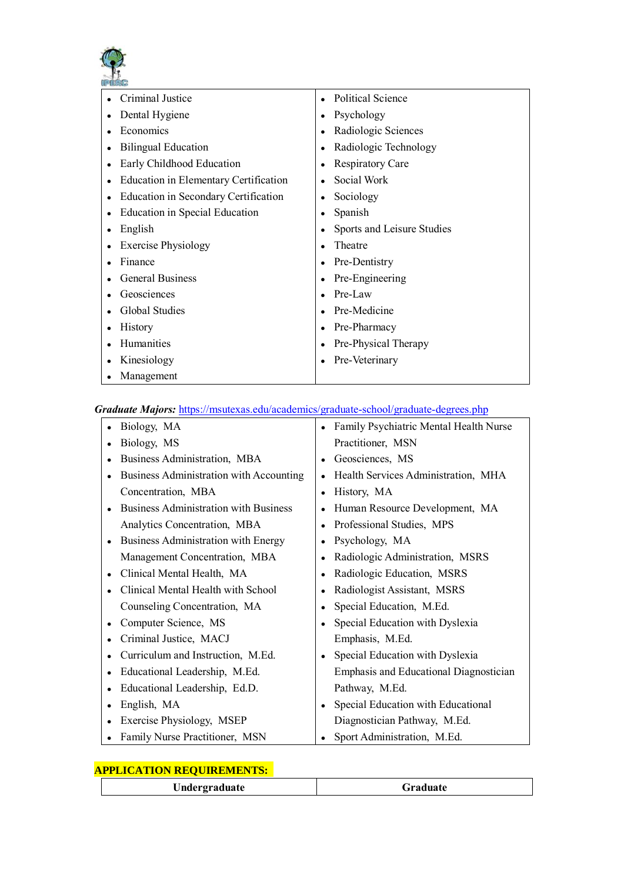- Criminal Justice
- Dental Hygiene
- Economics
- Bilingual Education
- Early Childhood Education
- Education in Elementary Certification
- Education in Secondary Certification
- Education in Special Education
- English
- Exercise Physiology
- Finance
- General Business
- Geosciences
- Global Studies
- History
- Humanities
- Kinesiology
- Management
- Political Science
- Psychology
- Radiologic Sciences
- Radiologic Technology
- Respiratory Care
- Social Work
- Sociology
- Spanish
- Sports and Leisure Studies
- Theatre
- Pre-Dentistry
- Pre-Engineering
- Pre-Law
- Pre-Medicine
- Pre-Pharmacy
- Pre-Physical Therapy
- Pre-Veterinary

***Graduate Majors:*** https://msutexas.edu/academics/graduate-school/graduate-degrees.php

- Biology, MA
- Biology, MS
- Business Administration, MBA
- Business Administration with Accounting Concentration, MBA
- Business Administration with Business Analytics Concentration, MBA
- Business Administration with Energy Management Concentration, MBA
- Clinical Mental Health, MA
- Clinical Mental Health with School Counseling Concentration, MA
- Computer Science, MS
- Criminal Justice, MACJ
- Curriculum and Instruction, M.Ed.
- Educational Leadership, M.Ed.
- Educational Leadership, Ed.D.
- English, MA
- Exercise Physiology, MSEP
- Family Nurse Practitioner, MSN
- Family Psychiatric Mental Health Nurse Practitioner, MSN
- Geosciences, MS
- Health Services Administration, MHA
- History, MA
- Human Resource Development, MA
- Professional Studies, MPS
- Psychology, MA
- Radiologic Administration, MSRS
- Radiologic Education, MSRS
- Radiologist Assistant, MSRS
- Special Education, M.Ed.
- Special Education with Dyslexia Emphasis, M.Ed.
- Special Education with Dyslexia Emphasis and Educational Diagnostician Pathway, M.Ed.
- Special Education with Educational Diagnostician Pathway, M.Ed.
- Sport Administration, M.Ed.

**APPLICATION REQUIREMENTS:**

| Undergraduate | Graduate |
|---|---|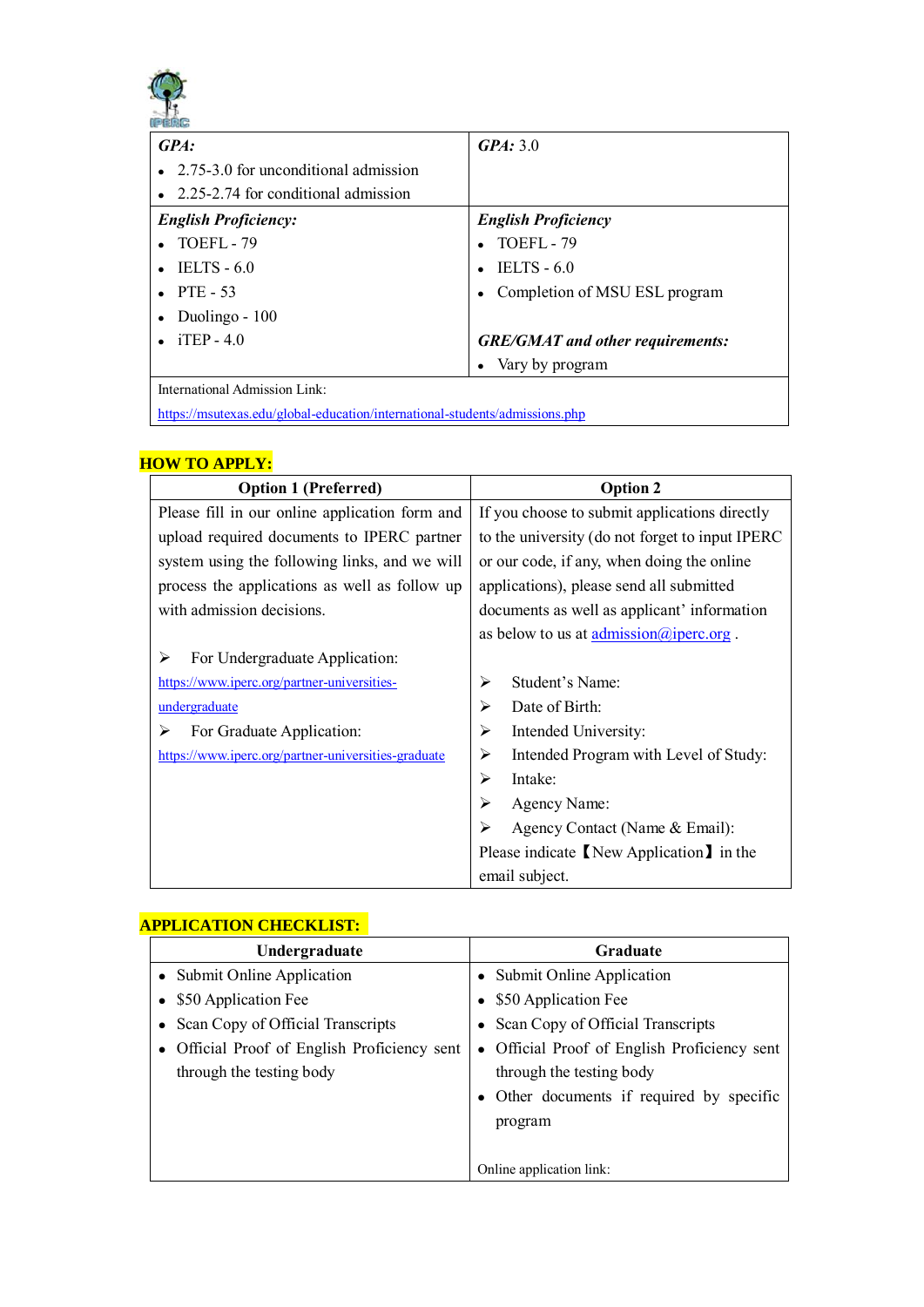| **_GPA:_**<br>• 2.75-3.0 for unconditional admission<br>• 2.25-2.74 for conditional admission | **_GPA:_** 3.0 |
|---|---|
| **_English Proficiency:_**<br>• TOEFL - 79<br>• IELTS - 6.0<br>• PTE - 53<br>• Duolingo - 100<br>• iTEP - 4.0 | **_English Proficiency_**<br>• TOEFL - 79<br>• IELTS - 6.0<br>• Completion of MSU ESL program<br><br>**_GRE/GMAT and other requirements:_**<br>• Vary by program |
| International Admission Link:<br>https://msutexas.edu/global-education/international-students/admissions.php | |

## HOW TO APPLY:

| Option 1 (Preferred) | Option 2 |
|---|---|
| Please fill in our online application form and upload required documents to IPERC partner system using the following links, and we will process the applications as well as follow up with admission decisions.<br><br>➢ For Undergraduate Application:<br>https://www.iperc.org/partner-universities-undergraduate<br>➢ For Graduate Application:<br>https://www.iperc.org/partner-universities-graduate | If you choose to submit applications directly to the university (do not forget to input IPERC or our code, if any, when doing the online applications), please send all submitted documents as well as applicant' information as below to us at admission@iperc.org .<br><br>➢ Student's Name:<br>➢ Date of Birth:<br>➢ Intended University:<br>➢ Intended Program with Level of Study:<br>➢ Intake:<br>➢ Agency Name:<br>➢ Agency Contact (Name & Email):<br>Please indicate【New Application】in the email subject. |

## APPLICATION CHECKLIST:

| Undergraduate | Graduate |
|---|---|
| • Submit Online Application<br>• $50 Application Fee<br>• Scan Copy of Official Transcripts<br>• Official Proof of English Proficiency sent through the testing body | • Submit Online Application<br>• $50 Application Fee<br>• Scan Copy of Official Transcripts<br>• Official Proof of English Proficiency sent through the testing body<br>• Other documents if required by specific program<br><br>Online application link: |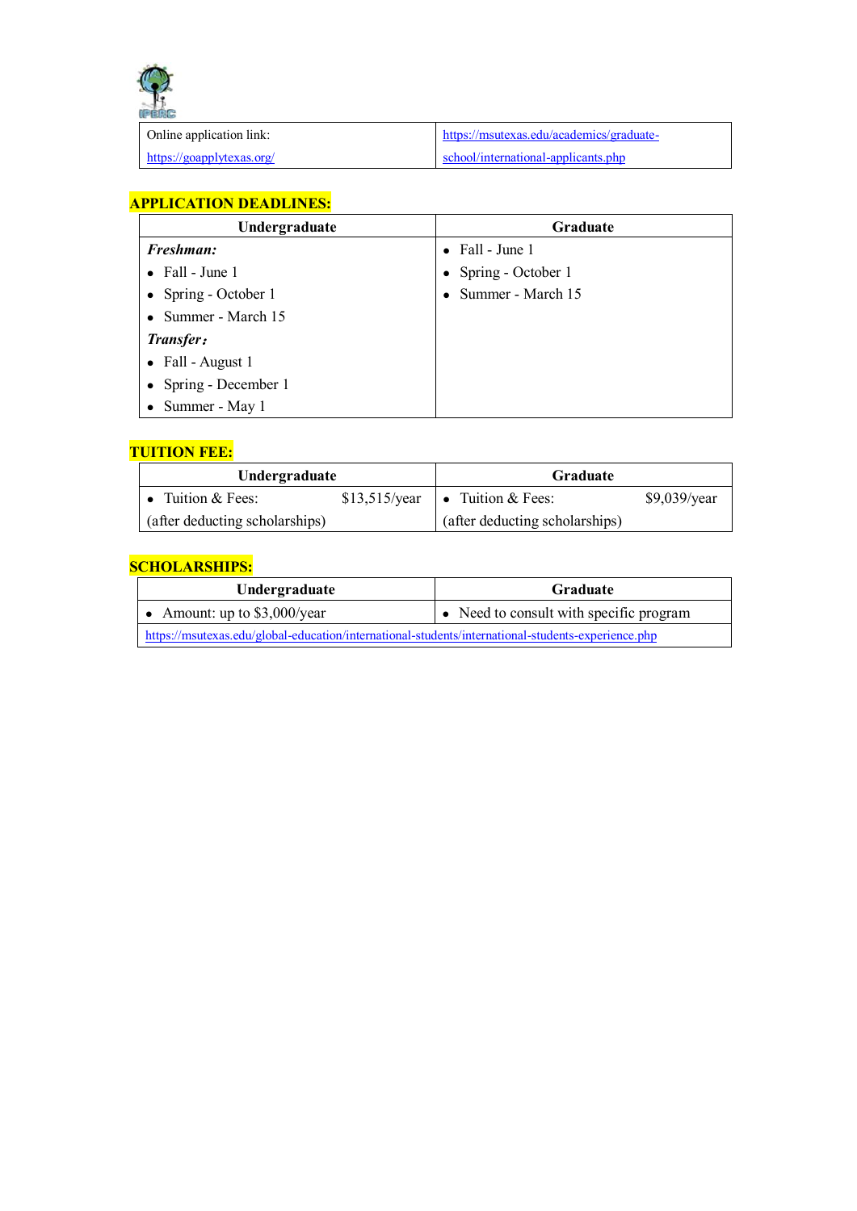| | |
|---|---|
| Online application link: https://goapplytexas.org/ | https://msutexas.edu/academics/graduate-school/international-applicants.php |

## APPLICATION DEADLINES:

| Undergraduate | Graduate |
|---|---|
| ***Freshman:*** <br>• Fall - June 1<br>• Spring - October 1<br>• Summer - March 15<br>***Transfer:***<br>• Fall - August 1<br>• Spring - December 1<br>• Summer - May 1 | • Fall - June 1<br>• Spring - October 1<br>• Summer - March 15 |

## TUITION FEE:

| Undergraduate | Graduate |
|---|---|
| • Tuition & Fees: $13,515/year<br>(after deducting scholarships) | • Tuition & Fees: $9,039/year<br>(after deducting scholarships) |

## SCHOLARSHIPS:

| Undergraduate | Graduate |
|---|---|
| • Amount: up to $3,000/year | • Need to consult with specific program |
| https://msutexas.edu/global-education/international-students/international-students-experience.php | |